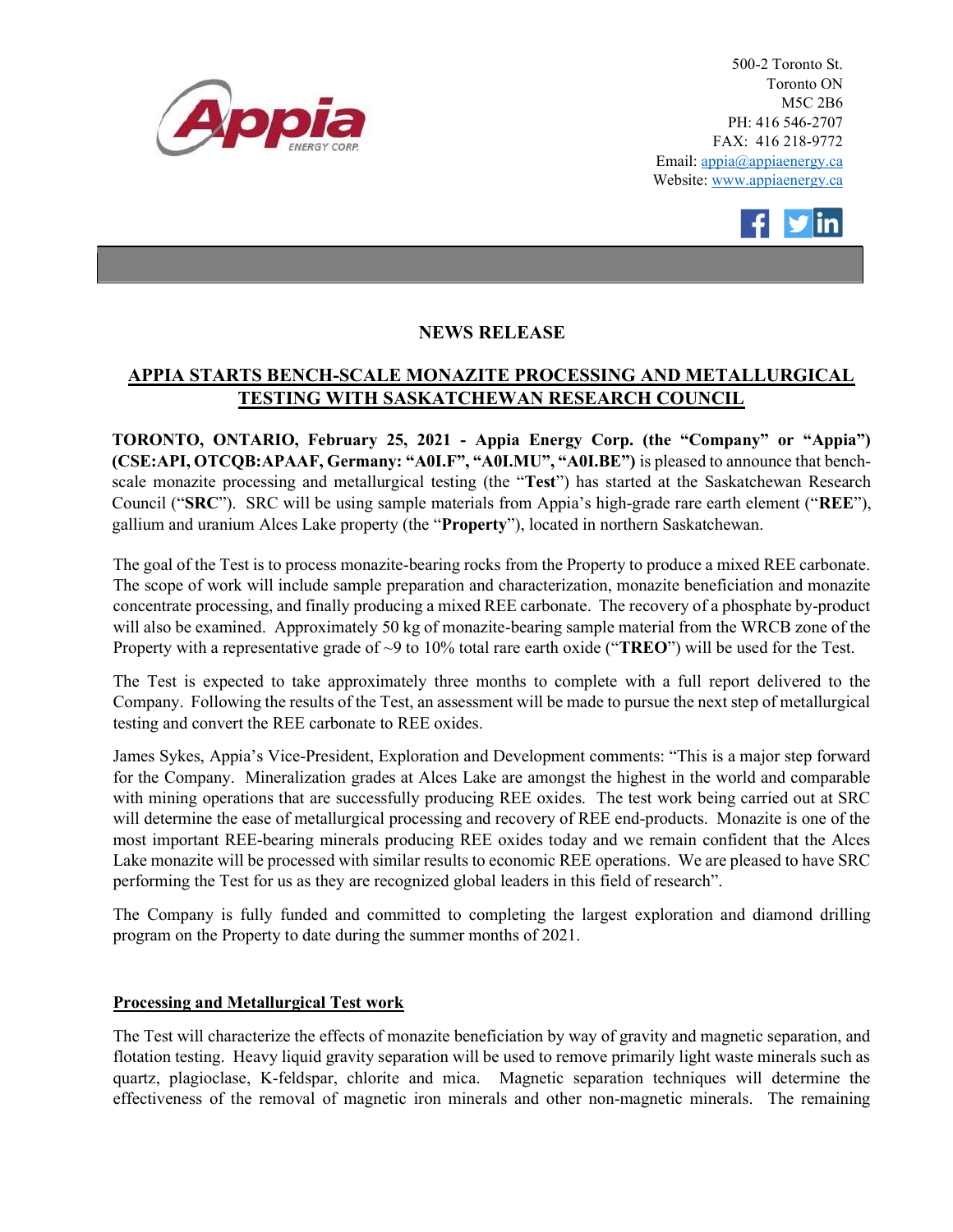500-2 Toronto St.
Toronto ON
M5C 2B6
PH: 416 546-2707
FAX: 416 218-9772
Email: appia@appiaenergy.ca
Website: www.appiaenergy.ca

## NEWS RELEASE

## APPIA STARTS BENCH-SCALE MONAZITE PROCESSING AND METALLURGICAL TESTING WITH SASKATCHEWAN RESEARCH COUNCIL

**TORONTO, ONTARIO, February 25, 2021 - Appia Energy Corp. (the "Company" or "Appia") (CSE:API, OTCQB:APAAF, Germany: "A0I.F", "A0I.MU", "A0I.BE")** is pleased to announce that bench-scale monazite processing and metallurgical testing (the "**Test**") has started at the Saskatchewan Research Council ("**SRC**"). SRC will be using sample materials from Appia's high-grade rare earth element ("**REE**"), gallium and uranium Alces Lake property (the "**Property**"), located in northern Saskatchewan.

The goal of the Test is to process monazite-bearing rocks from the Property to produce a mixed REE carbonate. The scope of work will include sample preparation and characterization, monazite beneficiation and monazite concentrate processing, and finally producing a mixed REE carbonate. The recovery of a phosphate by-product will also be examined. Approximately 50 kg of monazite-bearing sample material from the WRCB zone of the Property with a representative grade of ~9 to 10% total rare earth oxide ("**TREO**") will be used for the Test.

The Test is expected to take approximately three months to complete with a full report delivered to the Company. Following the results of the Test, an assessment will be made to pursue the next step of metallurgical testing and convert the REE carbonate to REE oxides.

James Sykes, Appia's Vice-President, Exploration and Development comments: "This is a major step forward for the Company. Mineralization grades at Alces Lake are amongst the highest in the world and comparable with mining operations that are successfully producing REE oxides. The test work being carried out at SRC will determine the ease of metallurgical processing and recovery of REE end-products. Monazite is one of the most important REE-bearing minerals producing REE oxides today and we remain confident that the Alces Lake monazite will be processed with similar results to economic REE operations. We are pleased to have SRC performing the Test for us as they are recognized global leaders in this field of research".

The Company is fully funded and committed to completing the largest exploration and diamond drilling program on the Property to date during the summer months of 2021.

### Processing and Metallurgical Test work

The Test will characterize the effects of monazite beneficiation by way of gravity and magnetic separation, and flotation testing. Heavy liquid gravity separation will be used to remove primarily light waste minerals such as quartz, plagioclase, K-feldspar, chlorite and mica. Magnetic separation techniques will determine the effectiveness of the removal of magnetic iron minerals and other non-magnetic minerals. The remaining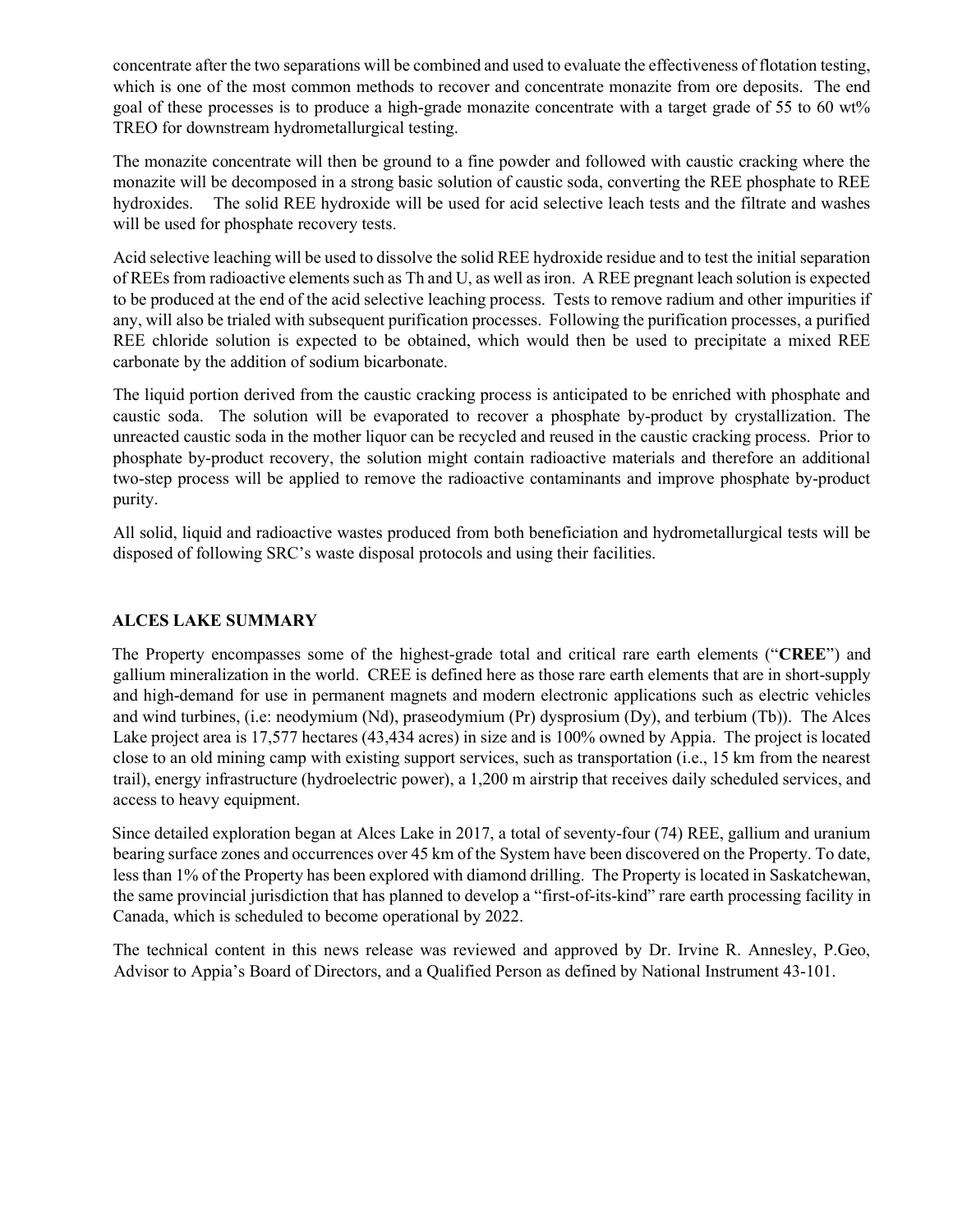concentrate after the two separations will be combined and used to evaluate the effectiveness of flotation testing, which is one of the most common methods to recover and concentrate monazite from ore deposits. The end goal of these processes is to produce a high-grade monazite concentrate with a target grade of 55 to 60 wt% TREO for downstream hydrometallurgical testing.

The monazite concentrate will then be ground to a fine powder and followed with caustic cracking where the monazite will be decomposed in a strong basic solution of caustic soda, converting the REE phosphate to REE hydroxides. The solid REE hydroxide will be used for acid selective leach tests and the filtrate and washes will be used for phosphate recovery tests.

Acid selective leaching will be used to dissolve the solid REE hydroxide residue and to test the initial separation of REEs from radioactive elements such as Th and U, as well as iron. A REE pregnant leach solution is expected to be produced at the end of the acid selective leaching process. Tests to remove radium and other impurities if any, will also be trialed with subsequent purification processes. Following the purification processes, a purified REE chloride solution is expected to be obtained, which would then be used to precipitate a mixed REE carbonate by the addition of sodium bicarbonate.

The liquid portion derived from the caustic cracking process is anticipated to be enriched with phosphate and caustic soda. The solution will be evaporated to recover a phosphate by-product by crystallization. The unreacted caustic soda in the mother liquor can be recycled and reused in the caustic cracking process. Prior to phosphate by-product recovery, the solution might contain radioactive materials and therefore an additional two-step process will be applied to remove the radioactive contaminants and improve phosphate by-product purity.

All solid, liquid and radioactive wastes produced from both beneficiation and hydrometallurgical tests will be disposed of following SRC's waste disposal protocols and using their facilities.

## ALCES LAKE SUMMARY

The Property encompasses some of the highest-grade total and critical rare earth elements ("**CREE**") and gallium mineralization in the world. CREE is defined here as those rare earth elements that are in short-supply and high-demand for use in permanent magnets and modern electronic applications such as electric vehicles and wind turbines, (i.e: neodymium (Nd), praseodymium (Pr) dysprosium (Dy), and terbium (Tb)). The Alces Lake project area is 17,577 hectares (43,434 acres) in size and is 100% owned by Appia. The project is located close to an old mining camp with existing support services, such as transportation (i.e., 15 km from the nearest trail), energy infrastructure (hydroelectric power), a 1,200 m airstrip that receives daily scheduled services, and access to heavy equipment.

Since detailed exploration began at Alces Lake in 2017, a total of seventy-four (74) REE, gallium and uranium bearing surface zones and occurrences over 45 km of the System have been discovered on the Property. To date, less than 1% of the Property has been explored with diamond drilling. The Property is located in Saskatchewan, the same provincial jurisdiction that has planned to develop a "first-of-its-kind" rare earth processing facility in Canada, which is scheduled to become operational by 2022.

The technical content in this news release was reviewed and approved by Dr. Irvine R. Annesley, P.Geo, Advisor to Appia's Board of Directors, and a Qualified Person as defined by National Instrument 43-101.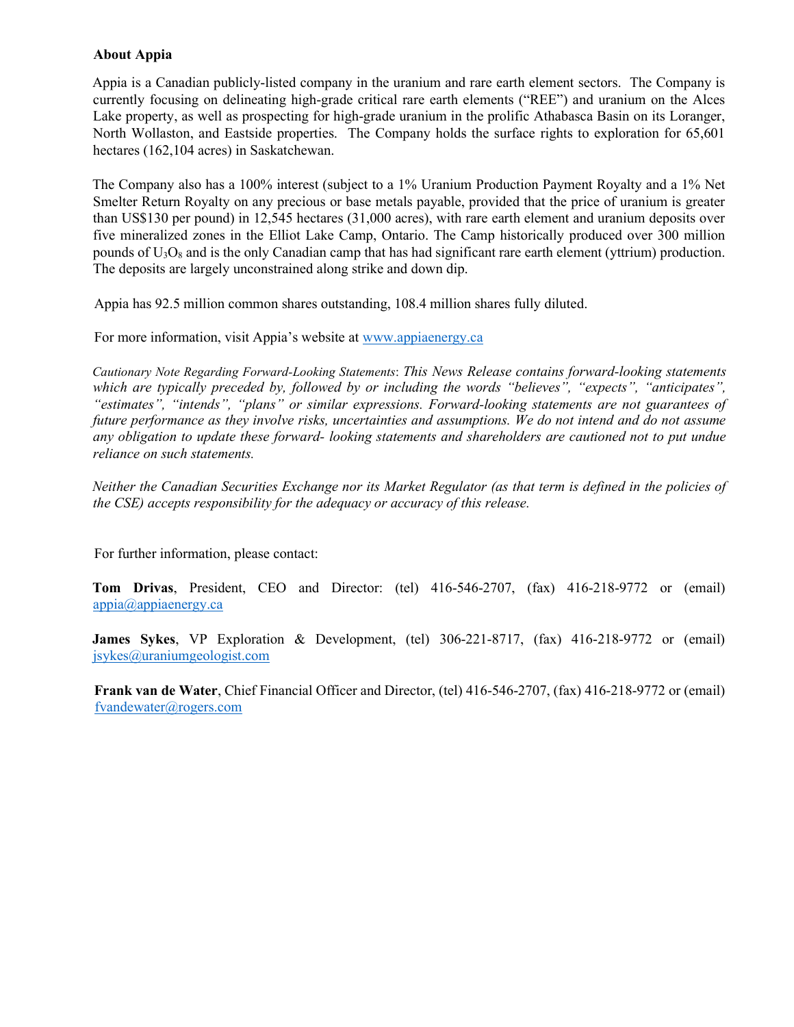**About Appia**

Appia is a Canadian publicly-listed company in the uranium and rare earth element sectors. The Company is currently focusing on delineating high-grade critical rare earth elements ("REE") and uranium on the Alces Lake property, as well as prospecting for high-grade uranium in the prolific Athabasca Basin on its Loranger, North Wollaston, and Eastside properties. The Company holds the surface rights to exploration for 65,601 hectares (162,104 acres) in Saskatchewan.

The Company also has a 100% interest (subject to a 1% Uranium Production Payment Royalty and a 1% Net Smelter Return Royalty on any precious or base metals payable, provided that the price of uranium is greater than US$130 per pound) in 12,545 hectares (31,000 acres), with rare earth element and uranium deposits over five mineralized zones in the Elliot Lake Camp, Ontario. The Camp historically produced over 300 million pounds of $U_3O_8$ and is the only Canadian camp that has had significant rare earth element (yttrium) production. The deposits are largely unconstrained along strike and down dip.

Appia has 92.5 million common shares outstanding, 108.4 million shares fully diluted.

For more information, visit Appia's website at [www.appiaenergy.ca](http://www.appiaenergy.ca)

*Cautionary Note Regarding Forward-Looking Statements: This News Release contains forward-looking statements which are typically preceded by, followed by or including the words "believes", "expects", "anticipates", "estimates", "intends", "plans" or similar expressions. Forward-looking statements are not guarantees of future performance as they involve risks, uncertainties and assumptions. We do not intend and do not assume any obligation to update these forward- looking statements and shareholders are cautioned not to put undue reliance on such statements.*

*Neither the Canadian Securities Exchange nor its Market Regulator (as that term is defined in the policies of the CSE) accepts responsibility for the adequacy or accuracy of this release.*

For further information, please contact:

**Tom Drivas**, President, CEO and Director: (tel) 416-546-2707, (fax) 416-218-9772 or (email) appia@appiaenergy.ca

**James Sykes**, VP Exploration & Development, (tel) 306-221-8717, (fax) 416-218-9772 or (email) jsykes@uraniumgeologist.com

**Frank van de Water**, Chief Financial Officer and Director, (tel) 416-546-2707, (fax) 416-218-9772 or (email) fvandewater@rogers.com